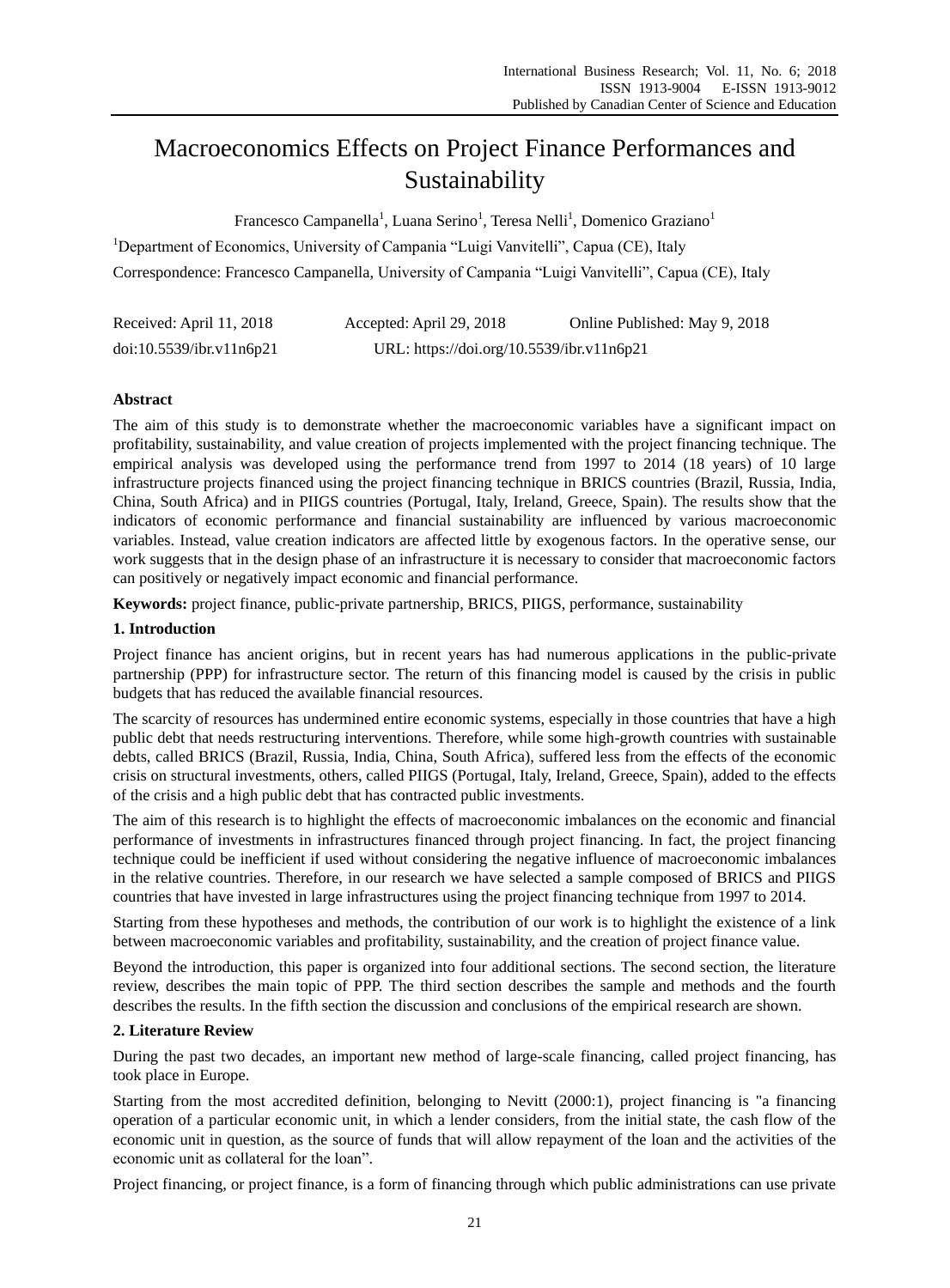# Macroeconomics Effects on Project Finance Performances and Sustainability

Francesco Campanella[1], Luana Serino[1], Teresa Nelli[1], Domenico Graziano[1]

[1]Department of Economics, University of Campania "Luigi Vanvitelli", Capua (CE), Italy

Correspondence: Francesco Campanella, University of Campania "Luigi Vanvitelli", Capua (CE), Italy

Received: April 11, 2018 Accepted: April 29, 2018 Online Published: May 9, 2018

doi:10.5539/ibr.v11n6p21 URL: https://doi.org/10.5539/ibr.v11n6p21

**Abstract**

The aim of this study is to demonstrate whether the macroeconomic variables have a significant impact on profitability, sustainability, and value creation of projects implemented with the project financing technique. The empirical analysis was developed using the performance trend from 1997 to 2014 (18 years) of 10 large infrastructure projects financed using the project financing technique in BRICS countries (Brazil, Russia, India, China, South Africa) and in PIIGS countries (Portugal, Italy, Ireland, Greece, Spain). The results show that the indicators of economic performance and financial sustainability are influenced by various macroeconomic variables. Instead, value creation indicators are affected little by exogenous factors. In the operative sense, our work suggests that in the design phase of an infrastructure it is necessary to consider that macroeconomic factors can positively or negatively impact economic and financial performance.

**Keywords:** project finance, public-private partnership, BRICS, PIIGS, performance, sustainability

## 1. Introduction

Project finance has ancient origins, but in recent years has had numerous applications in the public-private partnership (PPP) for infrastructure sector. The return of this financing model is caused by the crisis in public budgets that has reduced the available financial resources.

The scarcity of resources has undermined entire economic systems, especially in those countries that have a high public debt that needs restructuring interventions. Therefore, while some high-growth countries with sustainable debts, called BRICS (Brazil, Russia, India, China, South Africa), suffered less from the effects of the economic crisis on structural investments, others, called PIIGS (Portugal, Italy, Ireland, Greece, Spain), added to the effects of the crisis and a high public debt that has contracted public investments.

The aim of this research is to highlight the effects of macroeconomic imbalances on the economic and financial performance of investments in infrastructures financed through project financing. In fact, the project financing technique could be inefficient if used without considering the negative influence of macroeconomic imbalances in the relative countries. Therefore, in our research we have selected a sample composed of BRICS and PIIGS countries that have invested in large infrastructures using the project financing technique from 1997 to 2014.

Starting from these hypotheses and methods, the contribution of our work is to highlight the existence of a link between macroeconomic variables and profitability, sustainability, and the creation of project finance value.

Beyond the introduction, this paper is organized into four additional sections. The second section, the literature review, describes the main topic of PPP. The third section describes the sample and methods and the fourth describes the results. In the fifth section the discussion and conclusions of the empirical research are shown.

## 2. Literature Review

During the past two decades, an important new method of large-scale financing, called project financing, has took place in Europe.

Starting from the most accredited definition, belonging to Nevitt (2000:1), project financing is "a financing operation of a particular economic unit, in which a lender considers, from the initial state, the cash flow of the economic unit in question, as the source of funds that will allow repayment of the loan and the activities of the economic unit as collateral for the loan".

Project financing, or project finance, is a form of financing through which public administrations can use private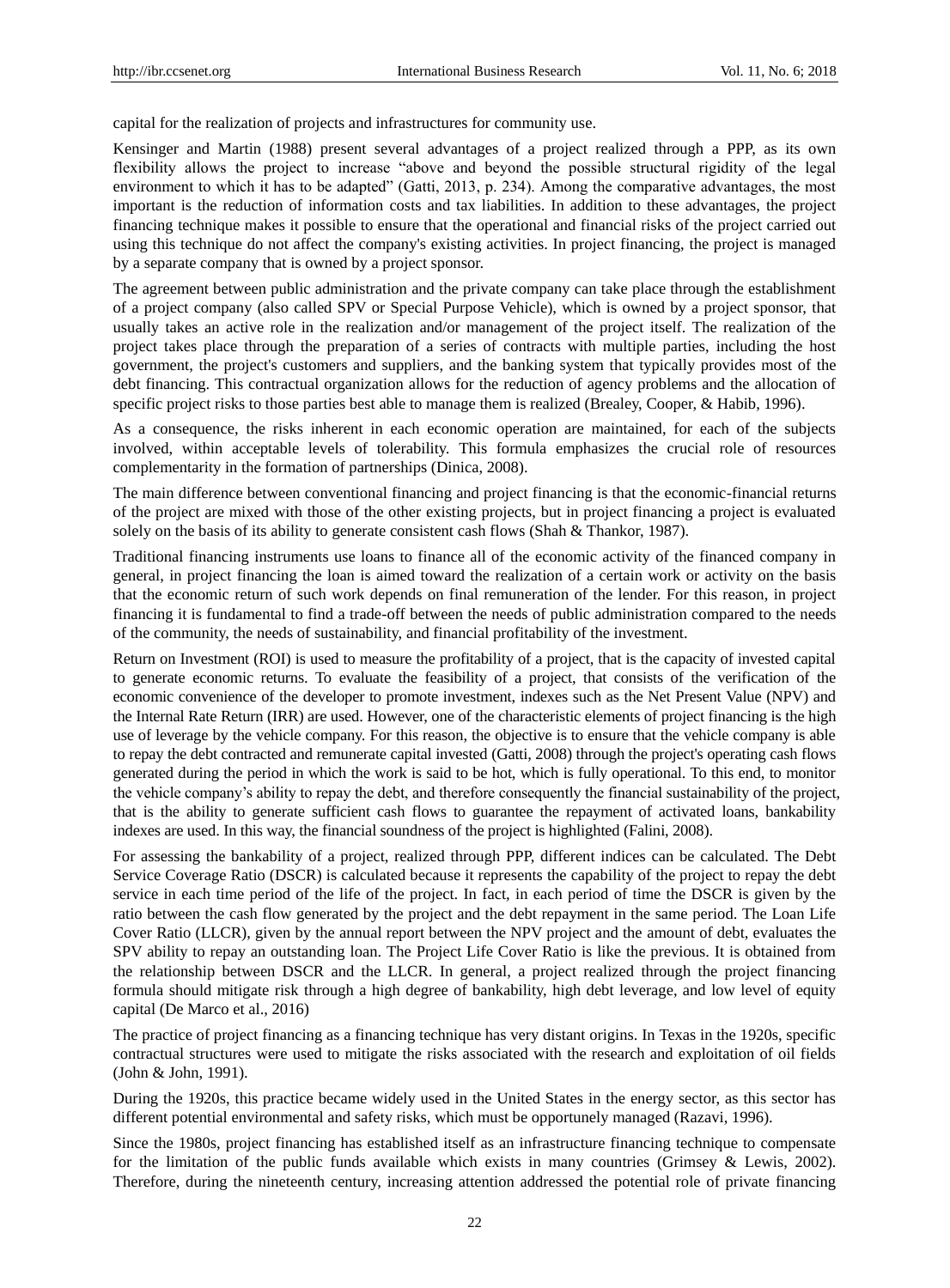capital for the realization of projects and infrastructures for community use.

Kensinger and Martin (1988) present several advantages of a project realized through a PPP, as its own flexibility allows the project to increase "above and beyond the possible structural rigidity of the legal environment to which it has to be adapted" (Gatti, 2013, p. 234). Among the comparative advantages, the most important is the reduction of information costs and tax liabilities. In addition to these advantages, the project financing technique makes it possible to ensure that the operational and financial risks of the project carried out using this technique do not affect the company's existing activities. In project financing, the project is managed by a separate company that is owned by a project sponsor.

The agreement between public administration and the private company can take place through the establishment of a project company (also called SPV or Special Purpose Vehicle), which is owned by a project sponsor, that usually takes an active role in the realization and/or management of the project itself. The realization of the project takes place through the preparation of a series of contracts with multiple parties, including the host government, the project's customers and suppliers, and the banking system that typically provides most of the debt financing. This contractual organization allows for the reduction of agency problems and the allocation of specific project risks to those parties best able to manage them is realized (Brealey, Cooper, & Habib, 1996).

As a consequence, the risks inherent in each economic operation are maintained, for each of the subjects involved, within acceptable levels of tolerability. This formula emphasizes the crucial role of resources complementarity in the formation of partnerships (Dinica, 2008).

The main difference between conventional financing and project financing is that the economic-financial returns of the project are mixed with those of the other existing projects, but in project financing a project is evaluated solely on the basis of its ability to generate consistent cash flows (Shah & Thankor, 1987).

Traditional financing instruments use loans to finance all of the economic activity of the financed company in general, in project financing the loan is aimed toward the realization of a certain work or activity on the basis that the economic return of such work depends on final remuneration of the lender. For this reason, in project financing it is fundamental to find a trade-off between the needs of public administration compared to the needs of the community, the needs of sustainability, and financial profitability of the investment.

Return on Investment (ROI) is used to measure the profitability of a project, that is the capacity of invested capital to generate economic returns. To evaluate the feasibility of a project, that consists of the verification of the economic convenience of the developer to promote investment, indexes such as the Net Present Value (NPV) and the Internal Rate Return (IRR) are used. However, one of the characteristic elements of project financing is the high use of leverage by the vehicle company. For this reason, the objective is to ensure that the vehicle company is able to repay the debt contracted and remunerate capital invested (Gatti, 2008) through the project's operating cash flows generated during the period in which the work is said to be hot, which is fully operational. To this end, to monitor the vehicle company's ability to repay the debt, and therefore consequently the financial sustainability of the project, that is the ability to generate sufficient cash flows to guarantee the repayment of activated loans, bankability indexes are used. In this way, the financial soundness of the project is highlighted (Falini, 2008).

For assessing the bankability of a project, realized through PPP, different indices can be calculated. The Debt Service Coverage Ratio (DSCR) is calculated because it represents the capability of the project to repay the debt service in each time period of the life of the project. In fact, in each period of time the DSCR is given by the ratio between the cash flow generated by the project and the debt repayment in the same period. The Loan Life Cover Ratio (LLCR), given by the annual report between the NPV project and the amount of debt, evaluates the SPV ability to repay an outstanding loan. The Project Life Cover Ratio is like the previous. It is obtained from the relationship between DSCR and the LLCR. In general, a project realized through the project financing formula should mitigate risk through a high degree of bankability, high debt leverage, and low level of equity capital (De Marco et al., 2016)

The practice of project financing as a financing technique has very distant origins. In Texas in the 1920s, specific contractual structures were used to mitigate the risks associated with the research and exploitation of oil fields (John & John, 1991).

During the 1920s, this practice became widely used in the United States in the energy sector, as this sector has different potential environmental and safety risks, which must be opportunely managed (Razavi, 1996).

Since the 1980s, project financing has established itself as an infrastructure financing technique to compensate for the limitation of the public funds available which exists in many countries (Grimsey & Lewis, 2002). Therefore, during the nineteenth century, increasing attention addressed the potential role of private financing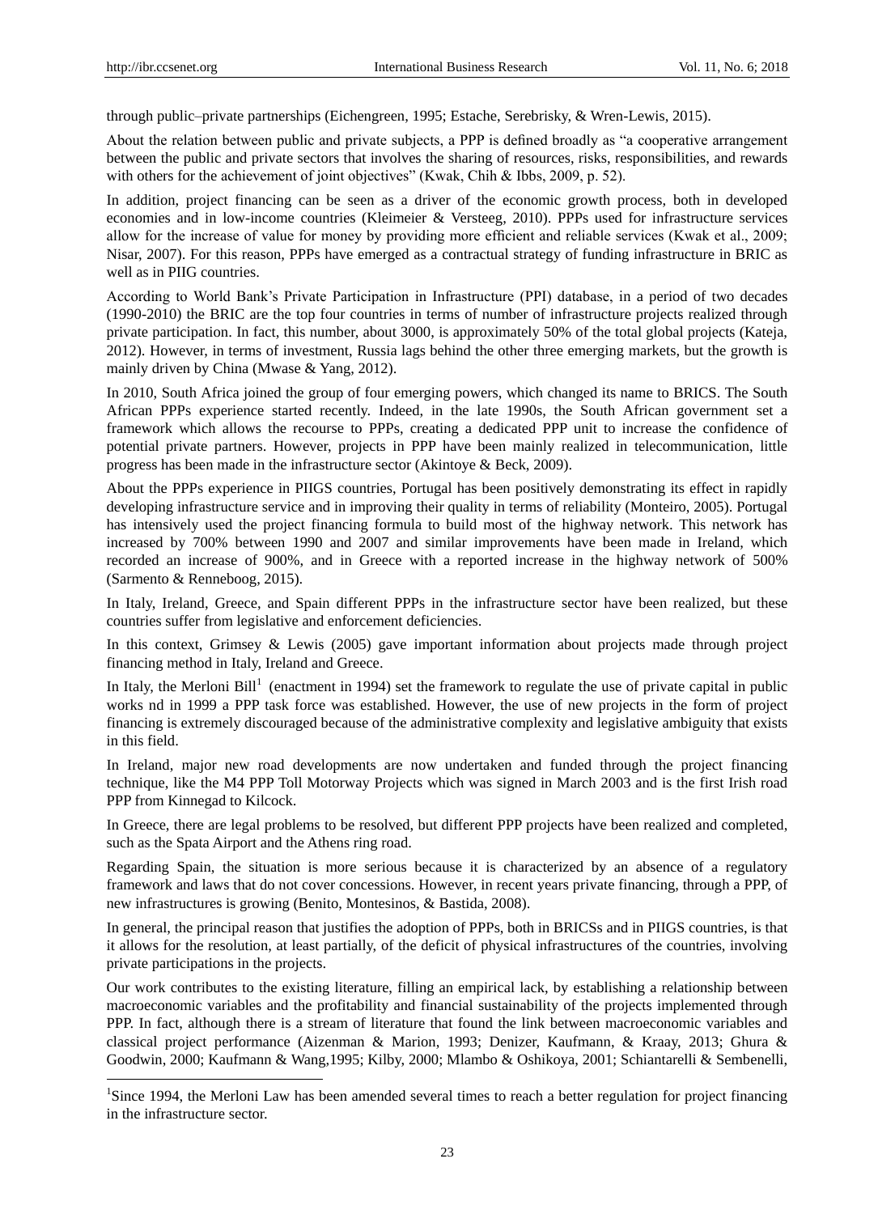through public–private partnerships (Eichengreen, 1995; Estache, Serebrisky, & Wren-Lewis, 2015).

About the relation between public and private subjects, a PPP is defined broadly as "a cooperative arrangement between the public and private sectors that involves the sharing of resources, risks, responsibilities, and rewards with others for the achievement of joint objectives" (Kwak, Chih & Ibbs, 2009, p. 52).

In addition, project financing can be seen as a driver of the economic growth process, both in developed economies and in low-income countries (Kleimeier & Versteeg, 2010). PPPs used for infrastructure services allow for the increase of value for money by providing more efficient and reliable services (Kwak et al., 2009; Nisar, 2007). For this reason, PPPs have emerged as a contractual strategy of funding infrastructure in BRIC as well as in PIIG countries.

According to World Bank's Private Participation in Infrastructure (PPI) database, in a period of two decades (1990-2010) the BRIC are the top four countries in terms of number of infrastructure projects realized through private participation. In fact, this number, about 3000, is approximately 50% of the total global projects (Kateja, 2012). However, in terms of investment, Russia lags behind the other three emerging markets, but the growth is mainly driven by China (Mwase & Yang, 2012).

In 2010, South Africa joined the group of four emerging powers, which changed its name to BRICS. The South African PPPs experience started recently. Indeed, in the late 1990s, the South African government set a framework which allows the recourse to PPPs, creating a dedicated PPP unit to increase the confidence of potential private partners. However, projects in PPP have been mainly realized in telecommunication, little progress has been made in the infrastructure sector (Akintoye & Beck, 2009).

About the PPPs experience in PIIGS countries, Portugal has been positively demonstrating its effect in rapidly developing infrastructure service and in improving their quality in terms of reliability (Monteiro, 2005). Portugal has intensively used the project financing formula to build most of the highway network. This network has increased by 700% between 1990 and 2007 and similar improvements have been made in Ireland, which recorded an increase of 900%, and in Greece with a reported increase in the highway network of 500% (Sarmento & Renneboog, 2015).

In Italy, Ireland, Greece, and Spain different PPPs in the infrastructure sector have been realized, but these countries suffer from legislative and enforcement deficiencies.

In this context, Grimsey & Lewis (2005) gave important information about projects made through project financing method in Italy, Ireland and Greece.

In Italy, the Merloni Bill[1] (enactment in 1994) set the framework to regulate the use of private capital in public works nd in 1999 a PPP task force was established. However, the use of new projects in the form of project financing is extremely discouraged because of the administrative complexity and legislative ambiguity that exists in this field.

In Ireland, major new road developments are now undertaken and funded through the project financing technique, like the M4 PPP Toll Motorway Projects which was signed in March 2003 and is the first Irish road PPP from Kinnegad to Kilcock.

In Greece, there are legal problems to be resolved, but different PPP projects have been realized and completed, such as the Spata Airport and the Athens ring road.

Regarding Spain, the situation is more serious because it is characterized by an absence of a regulatory framework and laws that do not cover concessions. However, in recent years private financing, through a PPP, of new infrastructures is growing (Benito, Montesinos, & Bastida, 2008).

In general, the principal reason that justifies the adoption of PPPs, both in BRICSs and in PIIGS countries, is that it allows for the resolution, at least partially, of the deficit of physical infrastructures of the countries, involving private participations in the projects.

Our work contributes to the existing literature, filling an empirical lack, by establishing a relationship between macroeconomic variables and the profitability and financial sustainability of the projects implemented through PPP. In fact, although there is a stream of literature that found the link between macroeconomic variables and classical project performance (Aizenman & Marion, 1993; Denizer, Kaufmann, & Kraay, 2013; Ghura & Goodwin, 2000; Kaufmann & Wang,1995; Kilby, 2000; Mlambo & Oshikoya, 2001; Schiantarelli & Sembenelli,

[1] Since 1994, the Merloni Law has been amended several times to reach a better regulation for project financing in the infrastructure sector.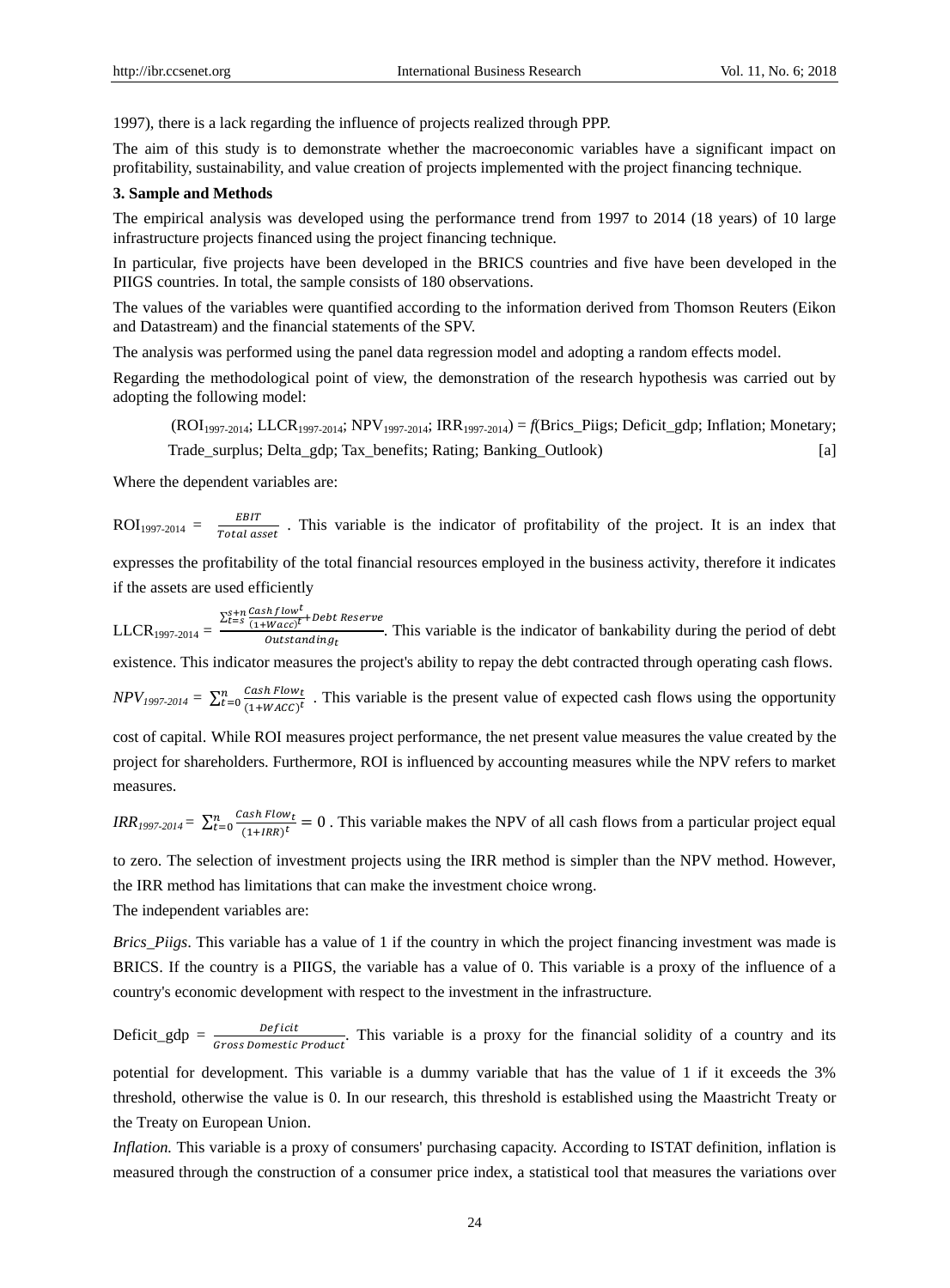1997), there is a lack regarding the influence of projects realized through PPP.

The aim of this study is to demonstrate whether the macroeconomic variables have a significant impact on profitability, sustainability, and value creation of projects implemented with the project financing technique.

**3. Sample and Methods**

The empirical analysis was developed using the performance trend from 1997 to 2014 (18 years) of 10 large infrastructure projects financed using the project financing technique.

In particular, five projects have been developed in the BRICS countries and five have been developed in the PIIGS countries. In total, the sample consists of 180 observations.

The values of the variables were quantified according to the information derived from Thomson Reuters (Eikon and Datastream) and the financial statements of the SPV.

The analysis was performed using the panel data regression model and adopting a random effects model.

Regarding the methodological point of view, the demonstration of the research hypothesis was carried out by adopting the following model:

$(ROI_{1997\text{-}2014}; LLCR_{1997\text{-}2014}; NPV_{1997\text{-}2014}; IRR_{1997\text{-}2014}) = f$(Brics_Piigs; Deficit_gdp; Inflation; Monetary; Trade_surplus; Delta_gdp; Tax_benefits; Rating; Banking_Outlook) [a]

Where the dependent variables are:

$ROI_{1997\text{-}2014} = \frac{EBIT}{Total\ asset}$ . This variable is the indicator of profitability of the project. It is an index that expresses the profitability of the total financial resources employed in the business activity, therefore it indicates if the assets are used efficiently

$LLCR_{1997\text{-}2014} = \frac{\sum_{t=s}^{s+n} \frac{Cash\ flow^{t}}{(1+Wacc)^{t}} + Debt\ Reserve}{Outstanding_{t}}$. This variable is the indicator of bankability during the period of debt existence. This indicator measures the project's ability to repay the debt contracted through operating cash flows.

$NPV_{1997\text{-}2014} = \sum_{t=0}^{n} \frac{Cash\ Flow_{t}}{(1+WACC)^{t}}$ . This variable is the present value of expected cash flows using the opportunity cost of capital. While ROI measures project performance, the net present value measures the value created by the project for shareholders. Furthermore, ROI is influenced by accounting measures while the NPV refers to market measures.

$IRR_{1997\text{-}2014} = \sum_{t=0}^{n} \frac{Cash\ Flow_{t}}{(1+IRR)^{t}} = 0$ . This variable makes the NPV of all cash flows from a particular project equal to zero. The selection of investment projects using the IRR method is simpler than the NPV method. However, the IRR method has limitations that can make the investment choice wrong.

The independent variables are:

*Brics_Piigs*. This variable has a value of 1 if the country in which the project financing investment was made is BRICS. If the country is a PIIGS, the variable has a value of 0. This variable is a proxy of the influence of a country's economic development with respect to the investment in the infrastructure.

$Deficit\_gdp = \frac{Deficit}{Gross\ Domestic\ Product}$. This variable is a proxy for the financial solidity of a country and its potential for development. This variable is a dummy variable that has the value of 1 if it exceeds the 3% threshold, otherwise the value is 0. In our research, this threshold is established using the Maastricht Treaty or the Treaty on European Union.

*Inflation.* This variable is a proxy of consumers' purchasing capacity. According to ISTAT definition, inflation is measured through the construction of a consumer price index, a statistical tool that measures the variations over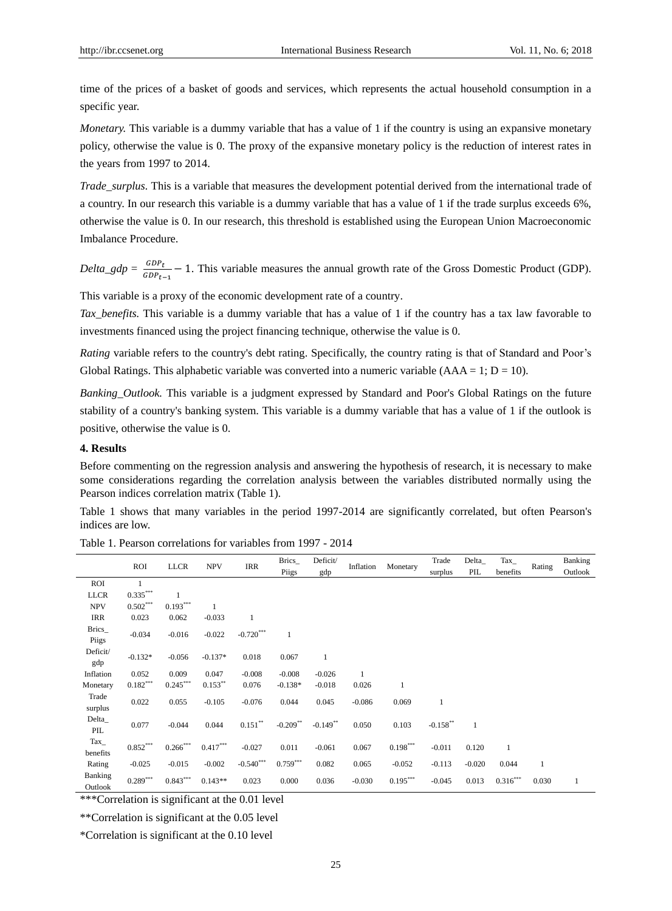time of the prices of a basket of goods and services, which represents the actual household consumption in a specific year.

*Monetary.* This variable is a dummy variable that has a value of 1 if the country is using an expansive monetary policy, otherwise the value is 0. The proxy of the expansive monetary policy is the reduction of interest rates in the years from 1997 to 2014.

*Trade_surplus.* This is a variable that measures the development potential derived from the international trade of a country. In our research this variable is a dummy variable that has a value of 1 if the trade surplus exceeds 6%, otherwise the value is 0. In our research, this threshold is established using the European Union Macroeconomic Imbalance Procedure.

*Delta_gdp* = $\frac{GDP_t}{GDP_{t-1}} - 1$. This variable measures the annual growth rate of the Gross Domestic Product (GDP). This variable is a proxy of the economic development rate of a country.

*Tax_benefits.* This variable is a dummy variable that has a value of 1 if the country has a tax law favorable to investments financed using the project financing technique, otherwise the value is 0.

*Rating* variable refers to the country's debt rating. Specifically, the country rating is that of Standard and Poor's Global Ratings. This alphabetic variable was converted into a numeric variable (AAA = 1; D = 10).

*Banking_Outlook.* This variable is a judgment expressed by Standard and Poor's Global Ratings on the future stability of a country's banking system. This variable is a dummy variable that has a value of 1 if the outlook is positive, otherwise the value is 0.

## 4. Results

Before commenting on the regression analysis and answering the hypothesis of research, it is necessary to make some considerations regarding the correlation analysis between the variables distributed normally using the Pearson indices correlation matrix (Table 1).

Table 1 shows that many variables in the period 1997-2014 are significantly correlated, but often Pearson's indices are low.

Table 1. Pearson correlations for variables from 1997 - 2014

| | ROI | LLCR | NPV | IRR | Brics_ Piigs | Deficit/ gdp | Inflation | Monetary | Trade surplus | Delta_ PIL | Tax_ benefits | Rating | Banking Outlook |
|---|---|---|---|---|---|---|---|---|---|---|---|---|---|
| ROI | 1 | | | | | | | | | | | | |
| LLCR | 0.335*** | 1 | | | | | | | | | | | |
| NPV | 0.502*** | 0.193*** | 1 | | | | | | | | | | |
| IRR | 0.023 | 0.062 | -0.033 | 1 | | | | | | | | | |
| Brics_ Piigs | -0.034 | -0.016 | -0.022 | -0.720*** | 1 | | | | | | | | |
| Deficit/ gdp | -0.132* | -0.056 | -0.137* | 0.018 | 0.067 | 1 | | | | | | | |
| Inflation | 0.052 | 0.009 | 0.047 | -0.008 | -0.008 | -0.026 | 1 | | | | | | |
| Monetary | 0.182*** | 0.245*** | 0.153** | 0.076 | -0.138* | -0.018 | 0.026 | 1 | | | | | |
| Trade surplus | 0.022 | 0.055 | -0.105 | -0.076 | 0.044 | 0.045 | -0.086 | 0.069 | 1 | | | | |
| Delta_ PIL | 0.077 | -0.044 | 0.044 | 0.151** | -0.209** | -0.149** | 0.050 | 0.103 | -0.158** | 1 | | | |
| Tax_ benefits | 0.852*** | 0.266*** | 0.417*** | -0.027 | 0.011 | -0.061 | 0.067 | 0.198*** | -0.011 | 0.120 | 1 | | |
| Rating | -0.025 | -0.015 | -0.002 | -0.540*** | 0.759*** | 0.082 | 0.065 | -0.052 | -0.113 | -0.020 | 0.044 | 1 | |
| Banking Outlook | 0.289*** | 0.843*** | 0.143** | 0.023 | 0.000 | 0.036 | -0.030 | 0.195*** | -0.045 | 0.013 | 0.316*** | 0.030 | 1 |

***Correlation is significant at the 0.01 level

**Correlation is significant at the 0.05 level

*Correlation is significant at the 0.10 level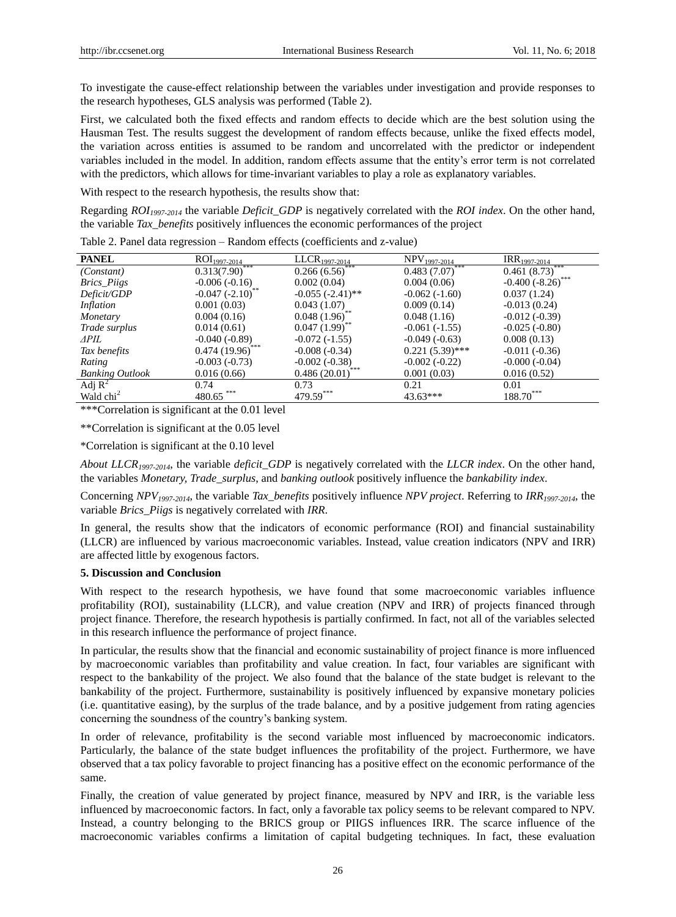To investigate the cause-effect relationship between the variables under investigation and provide responses to the research hypotheses, GLS analysis was performed (Table 2).

First, we calculated both the fixed effects and random effects to decide which are the best solution using the Hausman Test. The results suggest the development of random effects because, unlike the fixed effects model, the variation across entities is assumed to be random and uncorrelated with the predictor or independent variables included in the model. In addition, random effects assume that the entity's error term is not correlated with the predictors, which allows for time-invariant variables to play a role as explanatory variables.

With respect to the research hypothesis, the results show that:

Regarding $ROI_{1997\text{-}2014}$ the variable *Deficit_GDP* is negatively correlated with the *ROI index*. On the other hand, the variable *Tax_benefits* positively influences the economic performances of the project

Table 2. Panel data regression – Random effects (coefficients and z-value)

| **PANEL** | $ROI_{1997\text{-}2014}$ | $LLCR_{1997\text{-}2014}$ | $NPV_{1997\text{-}2014}$ | $IRR_{1997\text{-}2014}$ |
|---|---|---|---|---|
| *(Constant)* | 0.313(7.90)*** | 0.266 (6.56)*** | 0.483 (7.07)*** | 0.461 (8.73)*** |
| *Brics_Piigs* | -0.006 (-0.16) | 0.002 (0.04) | 0.004 (0.06) | -0.400 (-8.26)*** |
| *Deficit/GDP* | -0.047 (-2.10)** | -0.055 (-2.41)** | -0.062 (-1.60) | 0.037 (1.24) |
| *Inflation* | 0.001 (0.03) | 0.043 (1.07) | 0.009 (0.14) | -0.013 (0.24) |
| *Monetary* | 0.004 (0.16) | 0.048 (1.96)** | 0.048 (1.16) | -0.012 (-0.39) |
| *Trade surplus* | 0.014 (0.61) | 0.047 (1.99)** | -0.061 (-1.55) | -0.025 (-0.80) |
| *ΔPIL* | -0.040 (-0.89) | -0.072 (-1.55) | -0.049 (-0.63) | 0.008 (0.13) |
| *Tax benefits* | 0.474 (19.96)*** | -0.008 (-0.34) | 0.221 (5.39)*** | -0.011 (-0.36) |
| *Rating* | -0.003 (-0.73) | -0.002 (-0.38) | -0.002 (-0.22) | -0.000 (-0.04) |
| *Banking Outlook* | 0.016 (0.66) | 0.486 (20.01)*** | 0.001 (0.03) | 0.016 (0.52) |
| Adj $R^2$ | 0.74 | 0.73 | 0.21 | 0.01 |
| Wald $chi^2$ | 480.65 *** | 479.59*** | 43.63*** | 188.70*** |

***Correlation is significant at the 0.01 level

**Correlation is significant at the 0.05 level

*Correlation is significant at the 0.10 level

*About* $LLCR_{1997\text{-}2014}$, the variable *deficit_GDP* is negatively correlated with the *LLCR index*. On the other hand, the variables *Monetary, Trade_surplus,* and *banking outlook* positively influence the *bankability index*.

Concerning $NPV_{1997\text{-}2014}$, the variable *Tax_benefits* positively influence *NPV project*. Referring to $IRR_{1997\text{-}2014}$, the variable *Brics_Piigs* is negatively correlated with *IRR*.

In general, the results show that the indicators of economic performance (ROI) and financial sustainability (LLCR) are influenced by various macroeconomic variables. Instead, value creation indicators (NPV and IRR) are affected little by exogenous factors.

## 5. Discussion and Conclusion

With respect to the research hypothesis, we have found that some macroeconomic variables influence profitability (ROI), sustainability (LLCR), and value creation (NPV and IRR) of projects financed through project finance. Therefore, the research hypothesis is partially confirmed. In fact, not all of the variables selected in this research influence the performance of project finance.

In particular, the results show that the financial and economic sustainability of project finance is more influenced by macroeconomic variables than profitability and value creation. In fact, four variables are significant with respect to the bankability of the project. We also found that the balance of the state budget is relevant to the bankability of the project. Furthermore, sustainability is positively influenced by expansive monetary policies (i.e. quantitative easing), by the surplus of the trade balance, and by a positive judgement from rating agencies concerning the soundness of the country's banking system.

In order of relevance, profitability is the second variable most influenced by macroeconomic indicators. Particularly, the balance of the state budget influences the profitability of the project. Furthermore, we have observed that a tax policy favorable to project financing has a positive effect on the economic performance of the same.

Finally, the creation of value generated by project finance, measured by NPV and IRR, is the variable less influenced by macroeconomic factors. In fact, only a favorable tax policy seems to be relevant compared to NPV. Instead, a country belonging to the BRICS group or PIIGS influences IRR. The scarce influence of the macroeconomic variables confirms a limitation of capital budgeting techniques. In fact, these evaluation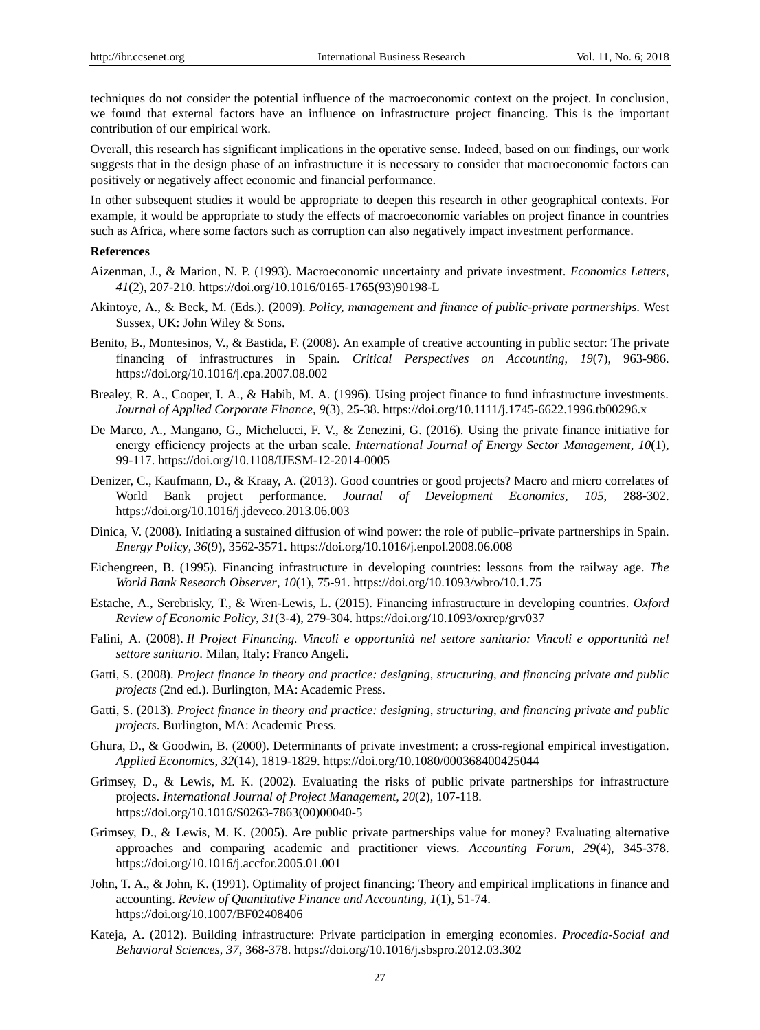techniques do not consider the potential influence of the macroeconomic context on the project. In conclusion, we found that external factors have an influence on infrastructure project financing. This is the important contribution of our empirical work.

Overall, this research has significant implications in the operative sense. Indeed, based on our findings, our work suggests that in the design phase of an infrastructure it is necessary to consider that macroeconomic factors can positively or negatively affect economic and financial performance.

In other subsequent studies it would be appropriate to deepen this research in other geographical contexts. For example, it would be appropriate to study the effects of macroeconomic variables on project finance in countries such as Africa, where some factors such as corruption can also negatively impact investment performance.

**References**

Aizenman, J., & Marion, N. P. (1993). Macroeconomic uncertainty and private investment. *Economics Letters*, *41*(2), 207-210. https://doi.org/10.1016/0165-1765(93)90198-L

Akintoye, A., & Beck, M. (Eds.). (2009). *Policy, management and finance of public-private partnerships*. West Sussex, UK: John Wiley & Sons.

Benito, B., Montesinos, V., & Bastida, F. (2008). An example of creative accounting in public sector: The private financing of infrastructures in Spain. *Critical Perspectives on Accounting*, *19*(7), 963-986. https://doi.org/10.1016/j.cpa.2007.08.002

Brealey, R. A., Cooper, I. A., & Habib, M. A. (1996). Using project finance to fund infrastructure investments. *Journal of Applied Corporate Finance*, *9*(3), 25-38. https://doi.org/10.1111/j.1745-6622.1996.tb00296.x

De Marco, A., Mangano, G., Michelucci, F. V., & Zenezini, G. (2016). Using the private finance initiative for energy efficiency projects at the urban scale. *International Journal of Energy Sector Management*, *10*(1), 99-117. https://doi.org/10.1108/IJESM-12-2014-0005

Denizer, C., Kaufmann, D., & Kraay, A. (2013). Good countries or good projects? Macro and micro correlates of World Bank project performance. *Journal of Development Economics*, *105*, 288-302. https://doi.org/10.1016/j.jdeveco.2013.06.003

Dinica, V. (2008). Initiating a sustained diffusion of wind power: the role of public–private partnerships in Spain. *Energy Policy*, *36*(9), 3562-3571. https://doi.org/10.1016/j.enpol.2008.06.008

Eichengreen, B. (1995). Financing infrastructure in developing countries: lessons from the railway age. *The World Bank Research Observer*, *10*(1), 75-91. https://doi.org/10.1093/wbro/10.1.75

Estache, A., Serebrisky, T., & Wren-Lewis, L. (2015). Financing infrastructure in developing countries. *Oxford Review of Economic Policy*, *31*(3-4), 279-304. https://doi.org/10.1093/oxrep/grv037

Falini, A. (2008). *Il Project Financing. Vincoli e opportunità nel settore sanitario: Vincoli e opportunità nel settore sanitario*. Milan, Italy: Franco Angeli.

Gatti, S. (2008). *Project finance in theory and practice: designing, structuring, and financing private and public projects* (2nd ed.). Burlington, MA: Academic Press.

Gatti, S. (2013). *Project finance in theory and practice: designing, structuring, and financing private and public projects*. Burlington, MA: Academic Press.

Ghura, D., & Goodwin, B. (2000). Determinants of private investment: a cross-regional empirical investigation. *Applied Economics*, *32*(14), 1819-1829. https://doi.org/10.1080/000368400425044

Grimsey, D., & Lewis, M. K. (2002). Evaluating the risks of public private partnerships for infrastructure projects. *International Journal of Project Management*, *20*(2), 107-118. https://doi.org/10.1016/S0263-7863(00)00040-5

Grimsey, D., & Lewis, M. K. (2005). Are public private partnerships value for money? Evaluating alternative approaches and comparing academic and practitioner views. *Accounting Forum*, *29*(4), 345-378. https://doi.org/10.1016/j.accfor.2005.01.001

John, T. A., & John, K. (1991). Optimality of project financing: Theory and empirical implications in finance and accounting. *Review of Quantitative Finance and Accounting*, *1*(1), 51-74. https://doi.org/10.1007/BF02408406

Kateja, A. (2012). Building infrastructure: Private participation in emerging economies. *Procedia-Social and Behavioral Sciences*, *37*, 368-378. https://doi.org/10.1016/j.sbspro.2012.03.302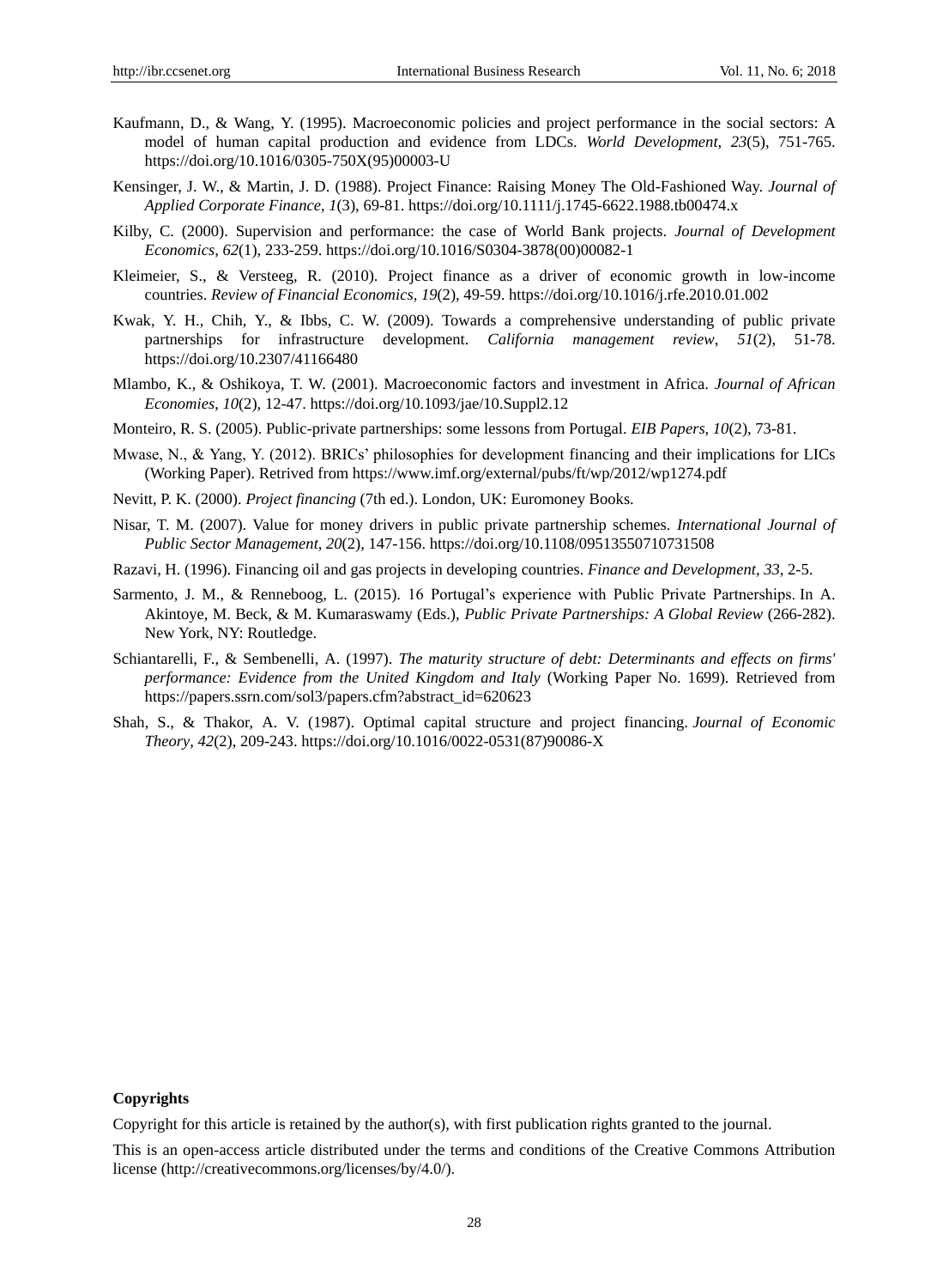Kaufmann, D., & Wang, Y. (1995). Macroeconomic policies and project performance in the social sectors: A model of human capital production and evidence from LDCs. *World Development*, *23*(5), 751-765. https://doi.org/10.1016/0305-750X(95)00003-U

Kensinger, J. W., & Martin, J. D. (1988). Project Finance: Raising Money The Old-Fashioned Way. *Journal of Applied Corporate Finance*, *1*(3), 69-81. https://doi.org/10.1111/j.1745-6622.1988.tb00474.x

Kilby, C. (2000). Supervision and performance: the case of World Bank projects. *Journal of Development Economics*, *62*(1), 233-259. https://doi.org/10.1016/S0304-3878(00)00082-1

Kleimeier, S., & Versteeg, R. (2010). Project finance as a driver of economic growth in low-income countries. *Review of Financial Economics*, *19*(2), 49-59. https://doi.org/10.1016/j.rfe.2010.01.002

Kwak, Y. H., Chih, Y., & Ibbs, C. W. (2009). Towards a comprehensive understanding of public private partnerships for infrastructure development. *California management review*, *51*(2), 51-78. https://doi.org/10.2307/41166480

Mlambo, K., & Oshikoya, T. W. (2001). Macroeconomic factors and investment in Africa. *Journal of African Economies*, *10*(2), 12-47. https://doi.org/10.1093/jae/10.Suppl2.12

Monteiro, R. S. (2005). Public-private partnerships: some lessons from Portugal. *EIB Papers*, *10*(2), 73-81.

Mwase, N., & Yang, Y. (2012). BRICs' philosophies for development financing and their implications for LICs (Working Paper). Retrived from https://www.imf.org/external/pubs/ft/wp/2012/wp1274.pdf

Nevitt, P. K. (2000). *Project financing* (7th ed.). London, UK: Euromoney Books.

Nisar, T. M. (2007). Value for money drivers in public private partnership schemes. *International Journal of Public Sector Management*, *20*(2), 147-156. https://doi.org/10.1108/09513550710731508

Razavi, H. (1996). Financing oil and gas projects in developing countries. *Finance and Development*, *33*, 2-5.

Sarmento, J. M., & Renneboog, L. (2015). 16 Portugal's experience with Public Private Partnerships. In A. Akintoye, M. Beck, & M. Kumaraswamy (Eds.), *Public Private Partnerships: A Global Review* (266-282). New York, NY: Routledge.

Schiantarelli, F., & Sembenelli, A. (1997). *The maturity structure of debt: Determinants and effects on firms' performance: Evidence from the United Kingdom and Italy* (Working Paper No. 1699). Retrieved from https://papers.ssrn.com/sol3/papers.cfm?abstract_id=620623

Shah, S., & Thakor, A. V. (1987). Optimal capital structure and project financing. *Journal of Economic Theory*, *42*(2), 209-243. https://doi.org/10.1016/0022-0531(87)90086-X

**Copyrights**

Copyright for this article is retained by the author(s), with first publication rights granted to the journal.

This is an open-access article distributed under the terms and conditions of the Creative Commons Attribution license (http://creativecommons.org/licenses/by/4.0/).